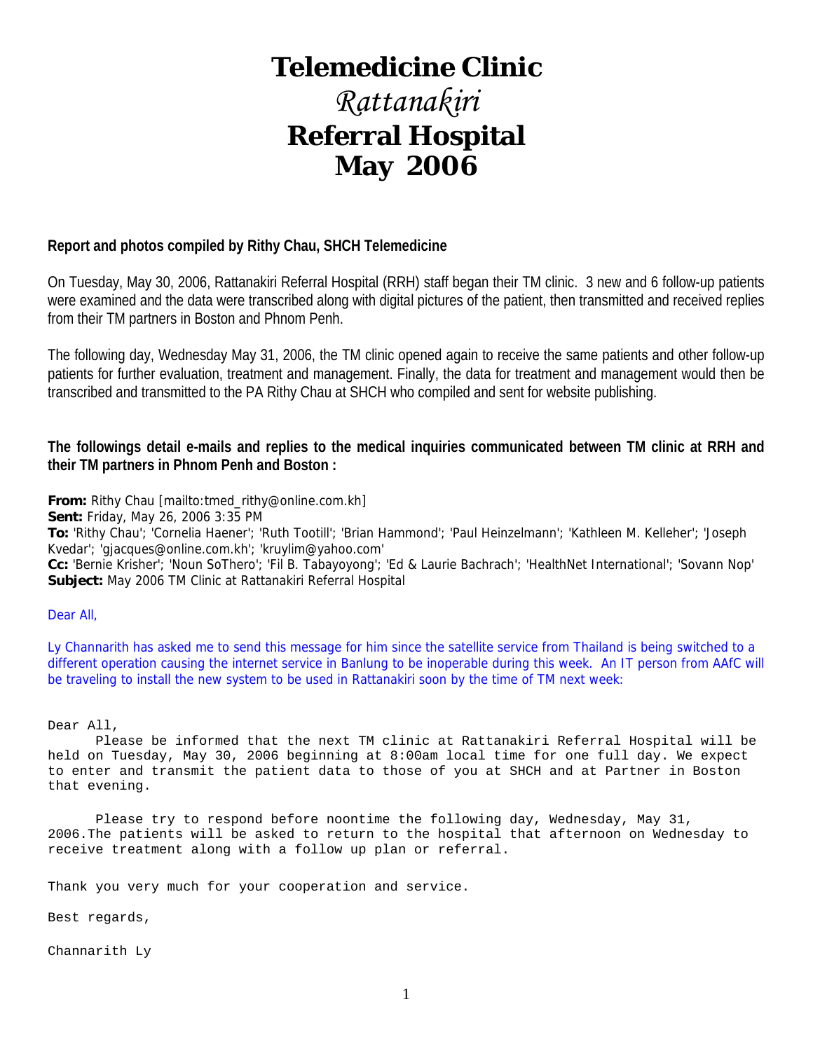# Telemedicine Clinic
## *Rattanakiri*
## Referral Hospital
## May 2006

**Report and photos compiled by Rithy Chau, SHCH Telemedicine**

On Tuesday, May 30, 2006, Rattanakiri Referral Hospital (RRH) staff began their TM clinic. 3 new and 6 follow-up patients were examined and the data were transcribed along with digital pictures of the patient, then transmitted and received replies from their TM partners in Boston and Phnom Penh.

The following day, Wednesday May 31, 2006, the TM clinic opened again to receive the same patients and other follow-up patients for further evaluation, treatment and management. Finally, the data for treatment and management would then be transcribed and transmitted to the PA Rithy Chau at SHCH who compiled and sent for website publishing.

**The followings detail e-mails and replies to the medical inquiries communicated between TM clinic at RRH and their TM partners in Phnom Penh and Boston :**

**From:** Rithy Chau [mailto:tmed_rithy@online.com.kh]
**Sent:** Friday, May 26, 2006 3:35 PM
**To:** 'Rithy Chau'; 'Cornelia Haener'; 'Ruth Tootill'; 'Brian Hammond'; 'Paul Heinzelmann'; 'Kathleen M. Kelleher'; 'Joseph Kvedar'; 'gjacques@online.com.kh'; 'kruylim@yahoo.com'
**Cc:** 'Bernie Krisher'; 'Noun SoThero'; 'Fil B. Tabayoyong'; 'Ed & Laurie Bachrach'; 'HealthNet International'; 'Sovann Nop'
**Subject:** May 2006 TM Clinic at Rattanakiri Referral Hospital

Dear All,

Ly Channarith has asked me to send this message for him since the satellite service from Thailand is being switched to a different operation causing the internet service in Banlung to be inoperable during this week. An IT person from AAfC will be traveling to install the new system to be used in Rattanakiri soon by the time of TM next week:

Dear All,

Please be informed that the next TM clinic at Rattanakiri Referral Hospital will be held on Tuesday, May 30, 2006 beginning at 8:00am local time for one full day. We expect to enter and transmit the patient data to those of you at SHCH and at Partner in Boston that evening.

Please try to respond before noontime the following day, Wednesday, May 31, 2006.The patients will be asked to return to the hospital that afternoon on Wednesday to receive treatment along with a follow up plan or referral.

Thank you very much for your cooperation and service.

Best regards,

Channarith Ly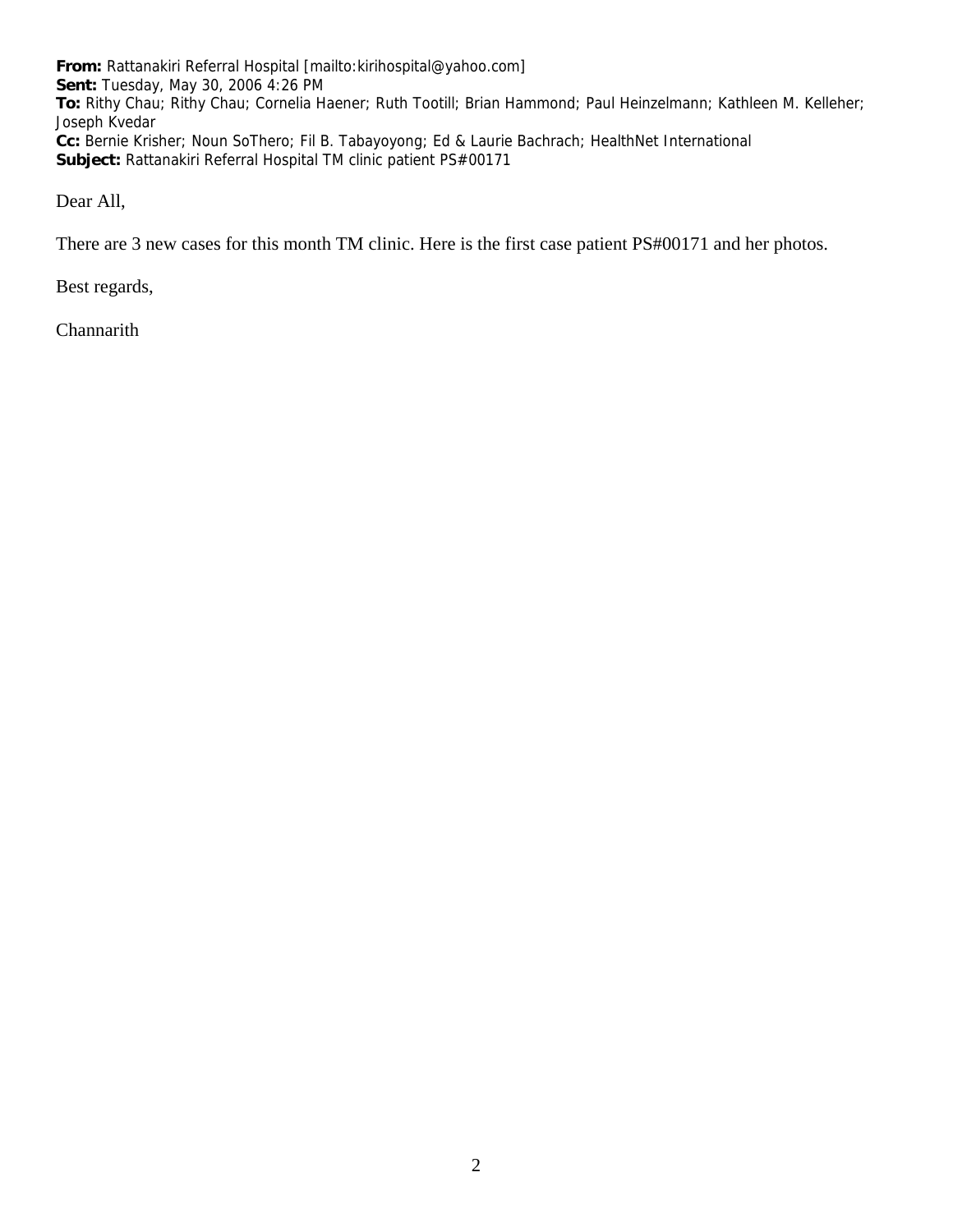**From:** Rattanakiri Referral Hospital [mailto:kirihospital@yahoo.com]
**Sent:** Tuesday, May 30, 2006 4:26 PM
**To:** Rithy Chau; Rithy Chau; Cornelia Haener; Ruth Tootill; Brian Hammond; Paul Heinzelmann; Kathleen M. Kelleher; Joseph Kvedar
**Cc:** Bernie Krisher; Noun SoThero; Fil B. Tabayoyong; Ed & Laurie Bachrach; HealthNet International
**Subject:** Rattanakiri Referral Hospital TM clinic patient PS#00171

Dear All,

There are 3 new cases for this month TM clinic. Here is the first case patient PS#00171 and her photos.

Best regards,

Channarith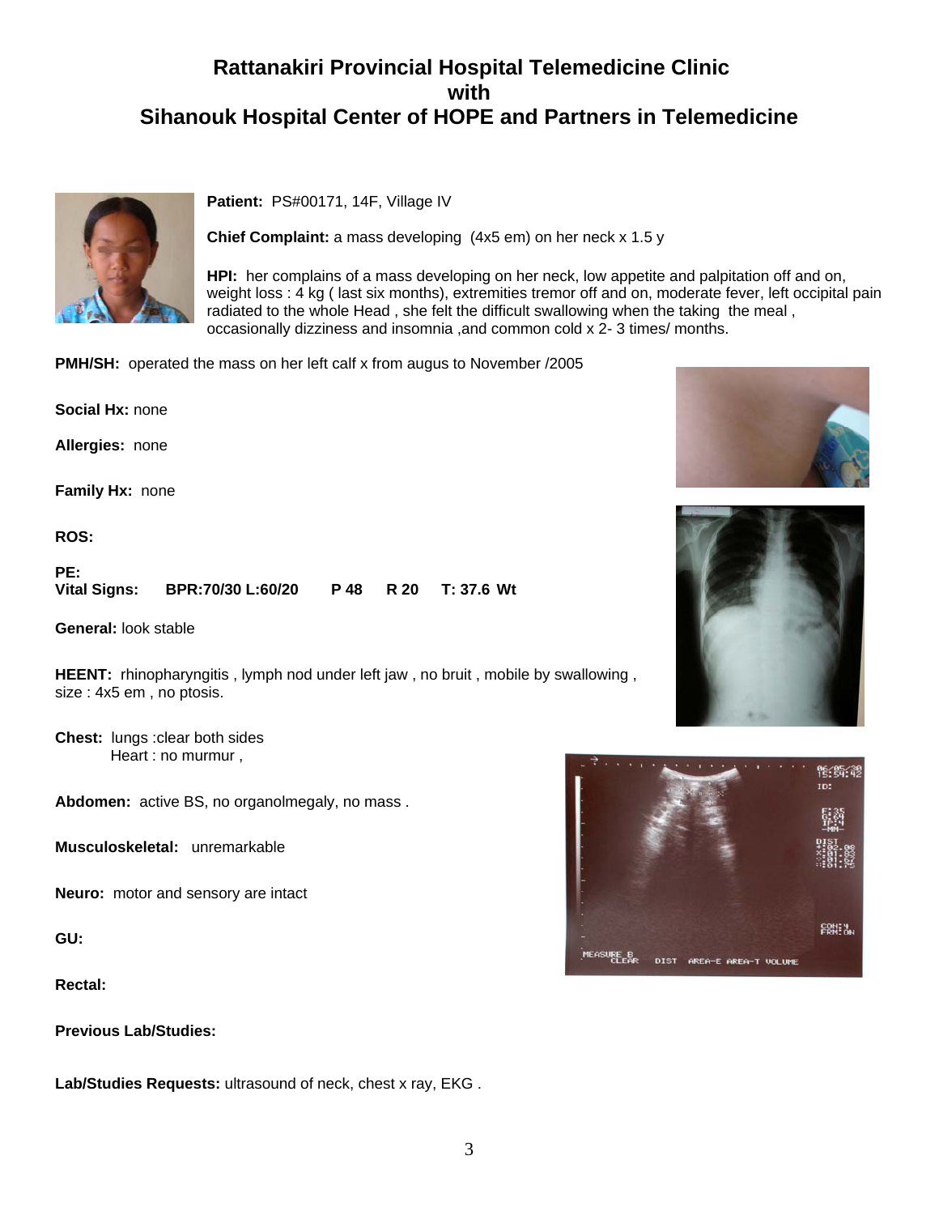# Rattanakiri Provincial Hospital Telemedicine Clinic with Sihanouk Hospital Center of HOPE and Partners in Telemedicine

**Patient:** PS#00171, 14F, Village IV

**Chief Complaint:** a mass developing (4x5 em) on her neck x 1.5 y

**HPI:** her complains of a mass developing on her neck, low appetite and palpitation off and on, weight loss : 4 kg ( last six months), extremities tremor off and on, moderate fever, left occipital pain radiated to the whole Head , she felt the difficult swallowing when the taking the meal , occasionally dizziness and insomnia ,and common cold x 2- 3 times/ months.

**PMH/SH:** operated the mass on her left calf x from augus to November /2005

**Social Hx:** none

**Allergies:** none

**Family Hx:** none

**ROS:**

**PE:**
**Vital Signs:** BPR:70/30 L:60/20 P 48 R 20 T: 37.6 Wt

**General:** look stable

**HEENT:** rhinopharyngitis , lymph nod under left jaw , no bruit , mobile by swallowing , size : 4x5 em , no ptosis.

**Chest:** lungs :clear both sides
Heart : no murmur ,

**Abdomen:** active BS, no organolmegaly, no mass .

**Musculoskeletal:** unremarkable

**Neuro:** motor and sensory are intact

**GU:**

**Rectal:**

**Previous Lab/Studies:**

**Lab/Studies Requests:** ultrasound of neck, chest x ray, EKG .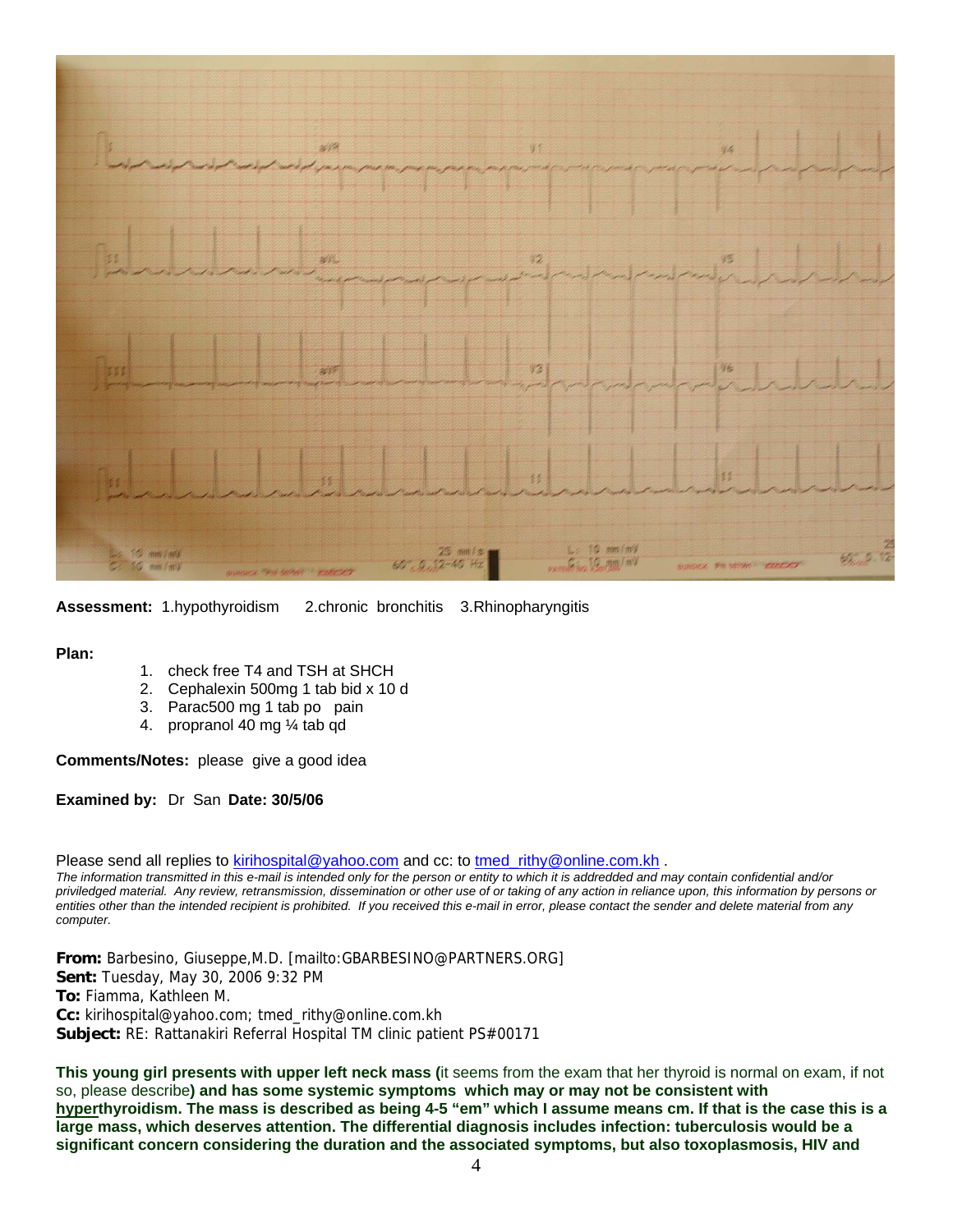**Assessment:** 1.hypothyroidism   2.chronic bronchitis   3.Rhinopharyngitis

**Plan:**

1. check free T4 and TSH at SHCH
2. Cephalexin 500mg 1 tab bid x 10 d
3. Parac500 mg 1 tab po pain
4. propranol 40 mg ¼ tab qd

**Comments/Notes:** please give a good idea

**Examined by:** Dr San **Date: 30/5/06**

Please send all replies to kirihospital@yahoo.com and cc: to tmed_rithy@online.com.kh .

*The information transmitted in this e-mail is intended only for the person or entity to which it is addredded and may contain confidential and/or priviledged material. Any review, retransmission, dissemination or other use of or taking of any action in reliance upon, this information by persons or entities other than the intended recipient is prohibited. If you received this e-mail in error, please contact the sender and delete material from any computer.*

**From:** Barbesino, Giuseppe,M.D. [mailto:GBARBESINO@PARTNERS.ORG]
**Sent:** Tuesday, May 30, 2006 9:32 PM
**To:** Fiamma, Kathleen M.
**Cc:** kirihospital@yahoo.com; tmed_rithy@online.com.kh
**Subject:** RE: Rattanakiri Referral Hospital TM clinic patient PS#00171

**This young girl presents with upper left neck mass (**it seems from the exam that her thyroid is normal on exam, if not so, please describe**) and has some systemic symptoms which may or may not be consistent with hyperthyroidism. The mass is described as being 4-5 "em" which I assume means cm. If that is the case this is a large mass, which deserves attention. The differential diagnosis includes infection: tuberculosis would be a significant concern considering the duration and the associated symptoms, but also toxoplasmosis, HIV and**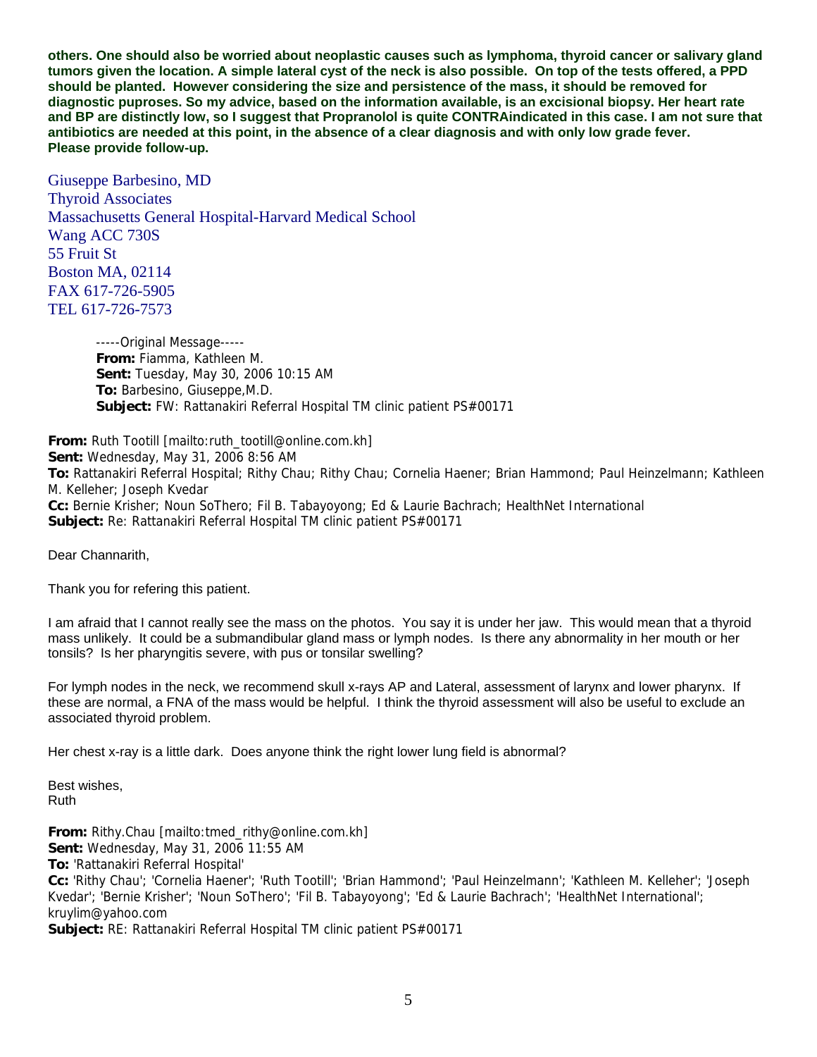**others. One should also be worried about neoplastic causes such as lymphoma, thyroid cancer or salivary gland tumors given the location. A simple lateral cyst of the neck is also possible. On top of the tests offered, a PPD should be planted. However considering the size and persistence of the mass, it should be removed for diagnostic puproses. So my advice, based on the information available, is an excisional biopsy. Her heart rate and BP are distinctly low, so I suggest that Propranolol is quite CONTRAindicated in this case. I am not sure that antibiotics are needed at this point, in the absence of a clear diagnosis and with only low grade fever. Please provide follow-up.**

Giuseppe Barbesino, MD
Thyroid Associates
Massachusetts General Hospital-Harvard Medical School
Wang ACC 730S
55 Fruit St
Boston MA, 02114
FAX 617-726-5905
TEL 617-726-7573

> -----Original Message-----
> **From:** Fiamma, Kathleen M.
> **Sent:** Tuesday, May 30, 2006 10:15 AM
> **To:** Barbesino, Giuseppe,M.D.
> **Subject:** FW: Rattanakiri Referral Hospital TM clinic patient PS#00171

**From:** Ruth Tootill [mailto:ruth_tootill@online.com.kh]
**Sent:** Wednesday, May 31, 2006 8:56 AM
**To:** Rattanakiri Referral Hospital; Rithy Chau; Rithy Chau; Cornelia Haener; Brian Hammond; Paul Heinzelmann; Kathleen M. Kelleher; Joseph Kvedar
**Cc:** Bernie Krisher; Noun SoThero; Fil B. Tabayoyong; Ed & Laurie Bachrach; HealthNet International
**Subject:** Re: Rattanakiri Referral Hospital TM clinic patient PS#00171

Dear Channarith,

Thank you for refering this patient.

I am afraid that I cannot really see the mass on the photos. You say it is under her jaw. This would mean that a thyroid mass unlikely. It could be a submandibular gland mass or lymph nodes. Is there any abnormality in her mouth or her tonsils? Is her pharyngitis severe, with pus or tonsilar swelling?

For lymph nodes in the neck, we recommend skull x-rays AP and Lateral, assessment of larynx and lower pharynx. If these are normal, a FNA of the mass would be helpful. I think the thyroid assessment will also be useful to exclude an associated thyroid problem.

Her chest x-ray is a little dark. Does anyone think the right lower lung field is abnormal?

Best wishes,
Ruth

**From:** Rithy.Chau [mailto:tmed_rithy@online.com.kh]
**Sent:** Wednesday, May 31, 2006 11:55 AM
**To:** 'Rattanakiri Referral Hospital'
**Cc:** 'Rithy Chau'; 'Cornelia Haener'; 'Ruth Tootill'; 'Brian Hammond'; 'Paul Heinzelmann'; 'Kathleen M. Kelleher'; 'Joseph Kvedar'; 'Bernie Krisher'; 'Noun SoThero'; 'Fil B. Tabayoyong'; 'Ed & Laurie Bachrach'; 'HealthNet International'; kruylim@yahoo.com
**Subject:** RE: Rattanakiri Referral Hospital TM clinic patient PS#00171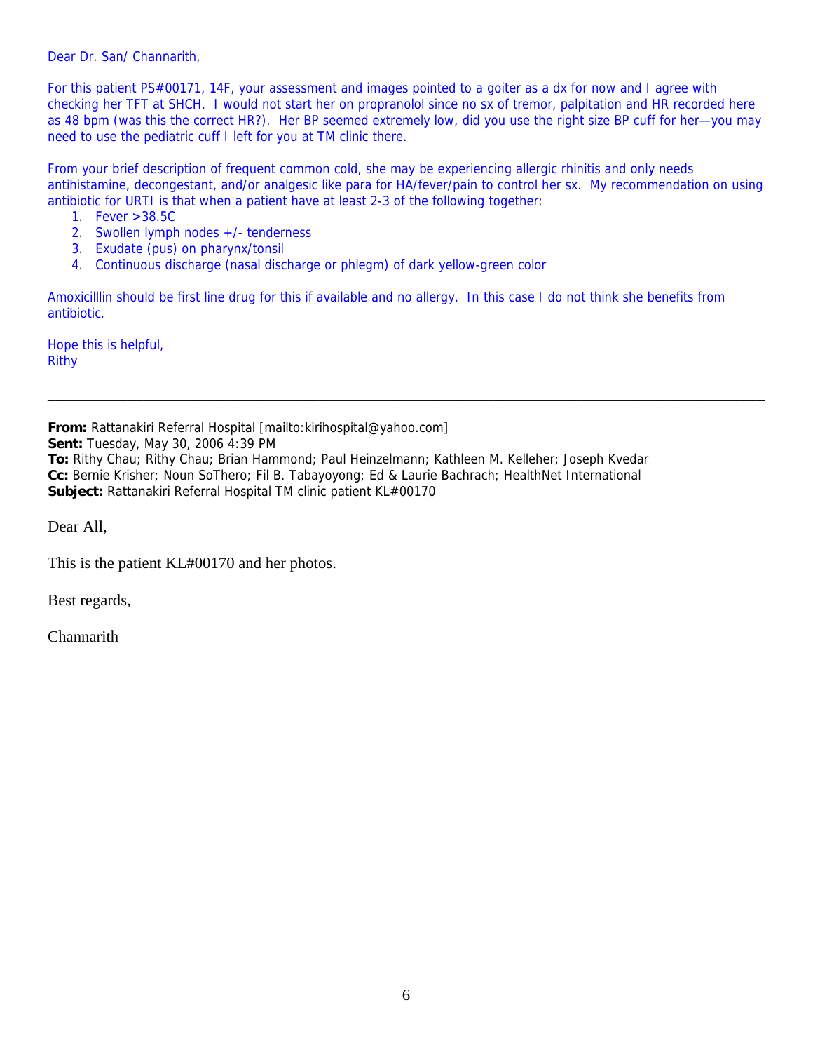Dear Dr. San/ Channarith,

For this patient PS#00171, 14F, your assessment and images pointed to a goiter as a dx for now and I agree with checking her TFT at SHCH. I would not start her on propranolol since no sx of tremor, palpitation and HR recorded here as 48 bpm (was this the correct HR?). Her BP seemed extremely low, did you use the right size BP cuff for her—you may need to use the pediatric cuff I left for you at TM clinic there.

From your brief description of frequent common cold, she may be experiencing allergic rhinitis and only needs antihistamine, decongestant, and/or analgesic like para for HA/fever/pain to control her sx. My recommendation on using antibiotic for URTI is that when a patient have at least 2-3 of the following together:

1. Fever >38.5C
2. Swollen lymph nodes +/- tenderness
3. Exudate (pus) on pharynx/tonsil
4. Continuous discharge (nasal discharge or phlegm) of dark yellow-green color

Amoxicilllin should be first line drug for this if available and no allergy. In this case I do not think she benefits from antibiotic.

Hope this is helpful,
Rithy

---

**From:** Rattanakiri Referral Hospital [mailto:kirihospital@yahoo.com]
**Sent:** Tuesday, May 30, 2006 4:39 PM
**To:** Rithy Chau; Rithy Chau; Brian Hammond; Paul Heinzelmann; Kathleen M. Kelleher; Joseph Kvedar
**Cc:** Bernie Krisher; Noun SoThero; Fil B. Tabayoyong; Ed & Laurie Bachrach; HealthNet International
**Subject:** Rattanakiri Referral Hospital TM clinic patient KL#00170

Dear All,

This is the patient KL#00170 and her photos.

Best regards,

Channarith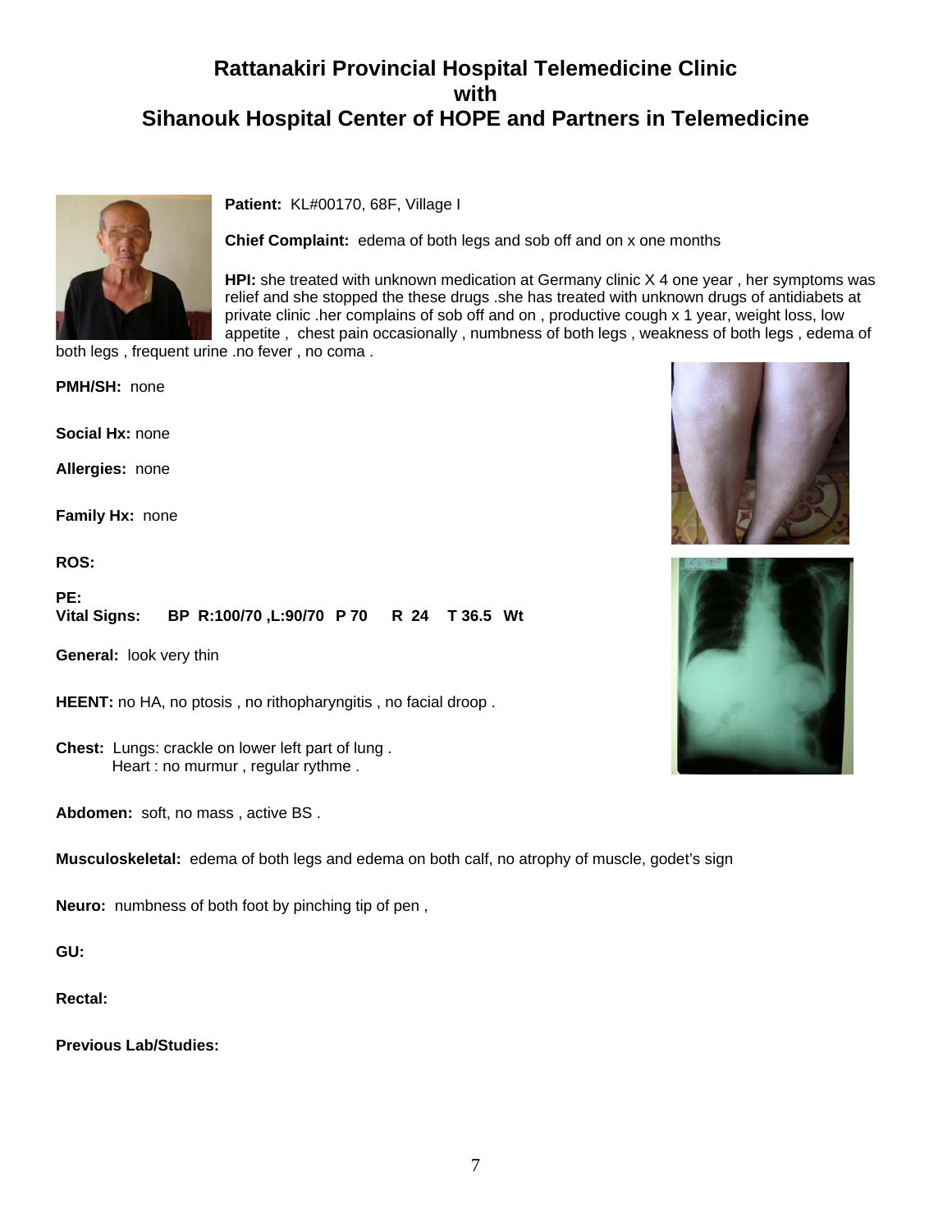# Rattanakiri Provincial Hospital Telemedicine Clinic
# with
# Sihanouk Hospital Center of HOPE and Partners in Telemedicine

**Patient:** KL#00170, 68F, Village I

**Chief Complaint:** edema of both legs and sob off and on x one months

**HPI:** she treated with unknown medication at Germany clinic X 4 one year , her symptoms was relief and she stopped the these drugs .she has treated with unknown drugs of antidiabets at private clinic .her complains of sob off and on , productive cough x 1 year, weight loss, low appetite , chest pain occasionally , numbness of both legs , weakness of both legs , edema of both legs , frequent urine .no fever , no coma .

**PMH/SH:** none

**Social Hx:** none

**Allergies:** none

**Family Hx:** none

**ROS:**

**PE:**
**Vital Signs:** **BP R:100/70 ,L:90/70 P 70 R 24 T 36.5 Wt**

**General:** look very thin

**HEENT:** no HA, no ptosis , no rithopharyngitis , no facial droop .

**Chest:** Lungs: crackle on lower left part of lung .
Heart : no murmur , regular rythme .

**Abdomen:** soft, no mass , active BS .

**Musculoskeletal:** edema of both legs and edema on both calf, no atrophy of muscle, godet's sign

**Neuro:** numbness of both foot by pinching tip of pen ,

**GU:**

**Rectal:**

**Previous Lab/Studies:**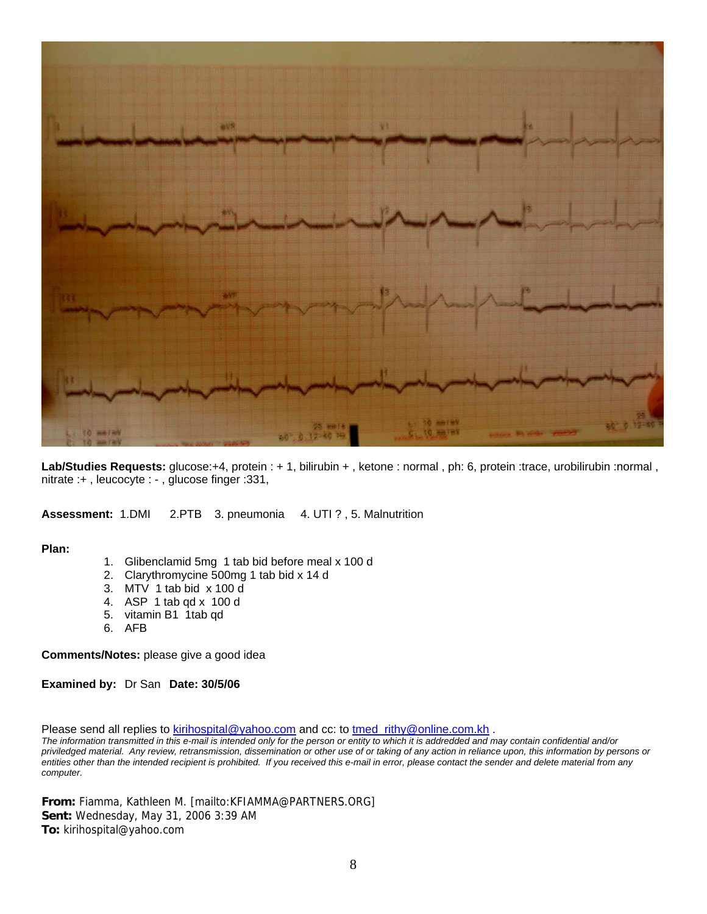**Lab/Studies Requests:** glucose:+4, protein : + 1, bilirubin + , ketone : normal , ph: 6, protein :trace, urobilirubin :normal , nitrate :+ , leucocyte : - , glucose finger :331,

**Assessment:** 1.DMI 2.PTB 3. pneumonia 4. UTI ? , 5. Malnutrition

**Plan:**

1. Glibenclamid 5mg 1 tab bid before meal x 100 d
2. Clarythromycine 500mg 1 tab bid x 14 d
3. MTV 1 tab bid x 100 d
4. ASP 1 tab qd x 100 d
5. vitamin B1 1tab qd
6. AFB

**Comments/Notes:** please give a good idea

**Examined by:** Dr San **Date: 30/5/06**

Please send all replies to kirihospital@yahoo.com and cc: to tmed_rithy@online.com.kh .

*The information transmitted in this e-mail is intended only for the person or entity to which it is addredded and may contain confidential and/or priviledged material. Any review, retransmission, dissemination or other use of or taking of any action in reliance upon, this information by persons or entities other than the intended recipient is prohibited. If you received this e-mail in error, please contact the sender and delete material from any computer.*

**From:** Fiamma, Kathleen M. [mailto:KFIAMMA@PARTNERS.ORG]
**Sent:** Wednesday, May 31, 2006 3:39 AM
**To:** kirihospital@yahoo.com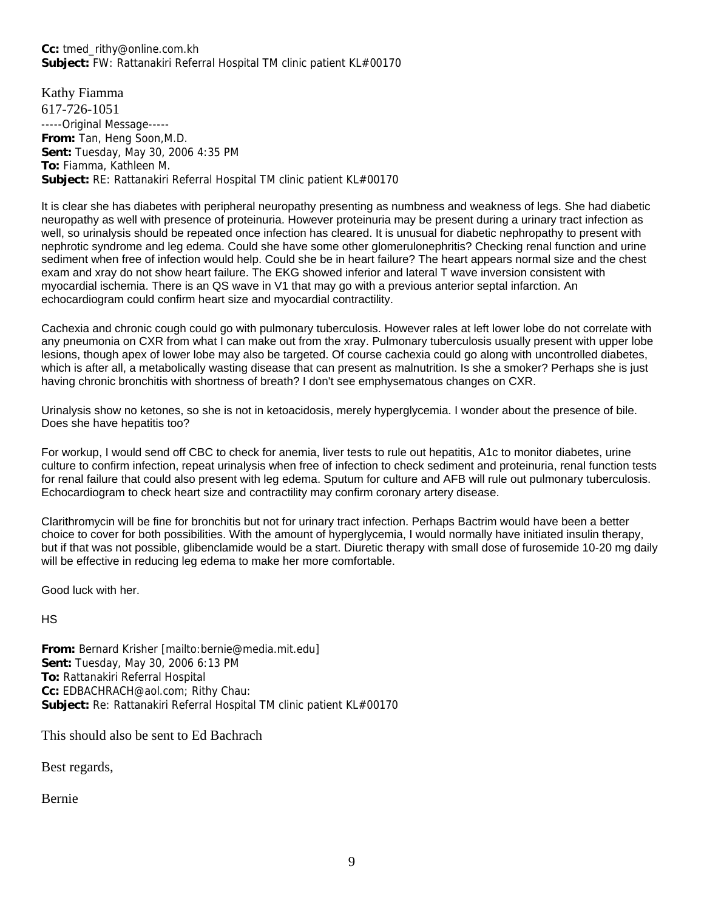**Cc:** tmed_rithy@online.com.kh
**Subject:** FW: Rattanakiri Referral Hospital TM clinic patient KL#00170

Kathy Fiamma
617-726-1051
-----Original Message-----
**From:** Tan, Heng Soon,M.D.
**Sent:** Tuesday, May 30, 2006 4:35 PM
**To:** Fiamma, Kathleen M.
**Subject:** RE: Rattanakiri Referral Hospital TM clinic patient KL#00170

It is clear she has diabetes with peripheral neuropathy presenting as numbness and weakness of legs. She had diabetic neuropathy as well with presence of proteinuria. However proteinuria may be present during a urinary tract infection as well, so urinalysis should be repeated once infection has cleared. It is unusual for diabetic nephropathy to present with nephrotic syndrome and leg edema. Could she have some other glomerulonephritis? Checking renal function and urine sediment when free of infection would help. Could she be in heart failure? The heart appears normal size and the chest exam and xray do not show heart failure. The EKG showed inferior and lateral T wave inversion consistent with myocardial ischemia. There is an QS wave in V1 that may go with a previous anterior septal infarction. An echocardiogram could confirm heart size and myocardial contractility.

Cachexia and chronic cough could go with pulmonary tuberculosis. However rales at left lower lobe do not correlate with any pneumonia on CXR from what I can make out from the xray. Pulmonary tuberculosis usually present with upper lobe lesions, though apex of lower lobe may also be targeted. Of course cachexia could go along with uncontrolled diabetes, which is after all, a metabolically wasting disease that can present as malnutrition. Is she a smoker? Perhaps she is just having chronic bronchitis with shortness of breath? I don't see emphysematous changes on CXR.

Urinalysis show no ketones, so she is not in ketoacidosis, merely hyperglycemia. I wonder about the presence of bile. Does she have hepatitis too?

For workup, I would send off CBC to check for anemia, liver tests to rule out hepatitis, A1c to monitor diabetes, urine culture to confirm infection, repeat urinalysis when free of infection to check sediment and proteinuria, renal function tests for renal failure that could also present with leg edema. Sputum for culture and AFB will rule out pulmonary tuberculosis. Echocardiogram to check heart size and contractility may confirm coronary artery disease.

Clarithromycin will be fine for bronchitis but not for urinary tract infection. Perhaps Bactrim would have been a better choice to cover for both possibilities. With the amount of hyperglycemia, I would normally have initiated insulin therapy, but if that was not possible, glibenclamide would be a start. Diuretic therapy with small dose of furosemide 10-20 mg daily will be effective in reducing leg edema to make her more comfortable.

Good luck with her.

HS

**From:** Bernard Krisher [mailto:bernie@media.mit.edu]
**Sent:** Tuesday, May 30, 2006 6:13 PM
**To:** Rattanakiri Referral Hospital
**Cc:** EDBACHRACH@aol.com; Rithy Chau:
**Subject:** Re: Rattanakiri Referral Hospital TM clinic patient KL#00170

This should also be sent to Ed Bachrach

Best regards,

Bernie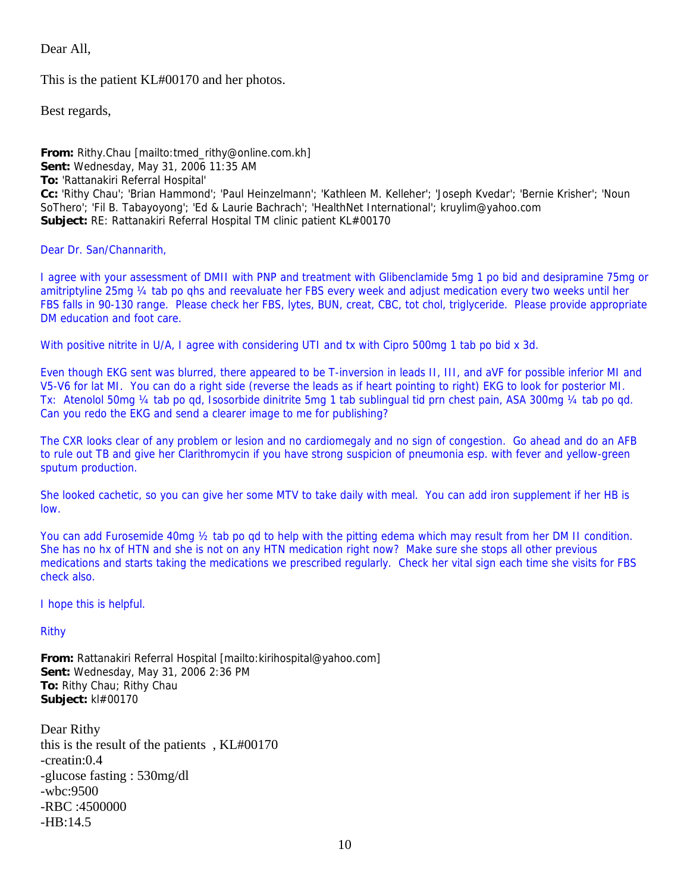Dear All,

This is the patient KL#00170 and her photos.

Best regards,

**From:** Rithy.Chau [mailto:tmed_rithy@online.com.kh]
**Sent:** Wednesday, May 31, 2006 11:35 AM
**To:** 'Rattanakiri Referral Hospital'
**Cc:** 'Rithy Chau'; 'Brian Hammond'; 'Paul Heinzelmann'; 'Kathleen M. Kelleher'; 'Joseph Kvedar'; 'Bernie Krisher'; 'Noun SoThero'; 'Fil B. Tabayoyong'; 'Ed & Laurie Bachrach'; 'HealthNet International'; kruylim@yahoo.com
**Subject:** RE: Rattanakiri Referral Hospital TM clinic patient KL#00170

Dear Dr. San/Channarith,

I agree with your assessment of DMII with PNP and treatment with Glibenclamide 5mg 1 po bid and desipramine 75mg or amitriptyline 25mg ¼ tab po qhs and reevaluate her FBS every week and adjust medication every two weeks until her FBS falls in 90-130 range. Please check her FBS, lytes, BUN, creat, CBC, tot chol, triglyceride. Please provide appropriate DM education and foot care.

With positive nitrite in U/A, I agree with considering UTI and tx with Cipro 500mg 1 tab po bid x 3d.

Even though EKG sent was blurred, there appeared to be T-inversion in leads II, III, and aVF for possible inferior MI and V5-V6 for lat MI. You can do a right side (reverse the leads as if heart pointing to right) EKG to look for posterior MI. Tx: Atenolol 50mg ¼ tab po qd, Isosorbide dinitrite 5mg 1 tab sublingual tid prn chest pain, ASA 300mg ¼ tab po qd. Can you redo the EKG and send a clearer image to me for publishing?

The CXR looks clear of any problem or lesion and no cardiomegaly and no sign of congestion. Go ahead and do an AFB to rule out TB and give her Clarithromycin if you have strong suspicion of pneumonia esp. with fever and yellow-green sputum production.

She looked cachetic, so you can give her some MTV to take daily with meal. You can add iron supplement if her HB is low.

You can add Furosemide 40mg ½ tab po qd to help with the pitting edema which may result from her DM II condition. She has no hx of HTN and she is not on any HTN medication right now? Make sure she stops all other previous medications and starts taking the medications we prescribed regularly. Check her vital sign each time she visits for FBS check also.

I hope this is helpful.

Rithy

**From:** Rattanakiri Referral Hospital [mailto:kirihospital@yahoo.com]
**Sent:** Wednesday, May 31, 2006 2:36 PM
**To:** Rithy Chau; Rithy Chau
**Subject:** kl#00170

Dear Rithy
this is the result of the patients , KL#00170
-creatin:0.4
-glucose fasting : 530mg/dl
-wbc:9500
-RBC :4500000
-HB:14.5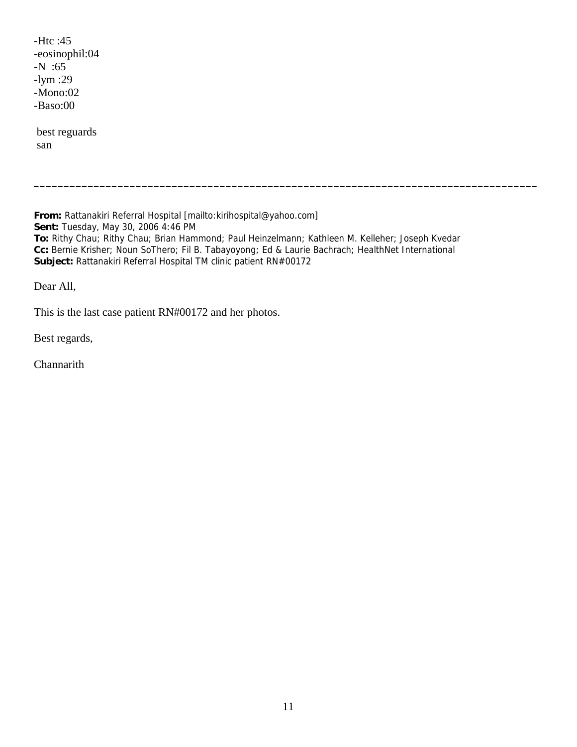-Htc :45
-eosinophil:04
-N :65
-lym :29
-Mono:02
-Baso:00

best reguards
san

---

**From:** Rattanakiri Referral Hospital [mailto:kirihospital@yahoo.com]
**Sent:** Tuesday, May 30, 2006 4:46 PM
**To:** Rithy Chau; Rithy Chau; Brian Hammond; Paul Heinzelmann; Kathleen M. Kelleher; Joseph Kvedar
**Cc:** Bernie Krisher; Noun SoThero; Fil B. Tabayoyong; Ed & Laurie Bachrach; HealthNet International
**Subject:** Rattanakiri Referral Hospital TM clinic patient RN#00172

Dear All,

This is the last case patient RN#00172 and her photos.

Best regards,

Channarith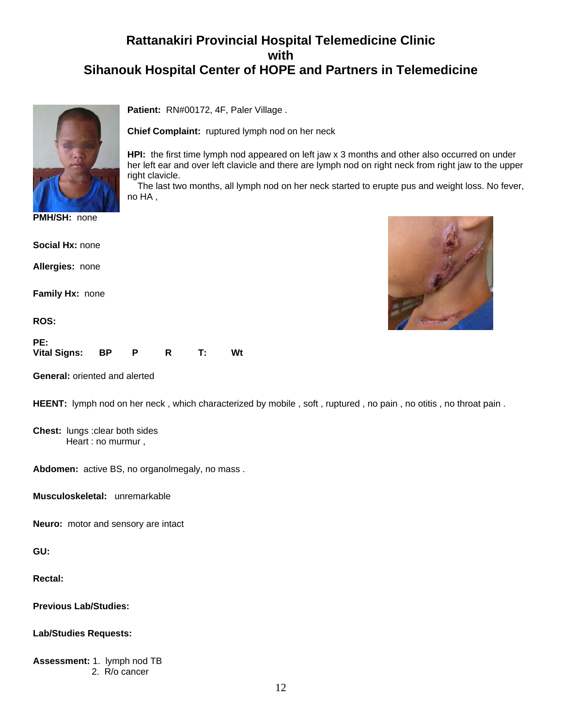# Rattanakiri Provincial Hospital Telemedicine Clinic
# with
# Sihanouk Hospital Center of HOPE and Partners in Telemedicine

**Patient:** RN#00172, 4F, Paler Village .

**Chief Complaint:** ruptured lymph nod on her neck

**HPI:** the first time lymph nod appeared on left jaw x 3 months and other also occurred on under her left ear and over left clavicle and there are lymph nod on right neck from right jaw to the upper right clavicle.

The last two months, all lymph nod on her neck started to erupte pus and weight loss. No fever, no HA ,

**PMH/SH:** none

**Social Hx:** none

**Allergies:** none

**Family Hx:** none

**ROS:**

**PE:**
**Vital Signs:** **BP** **P** **R** **T:** **Wt**

**General:** oriented and alerted

**HEENT:** lymph nod on her neck , which characterized by mobile , soft , ruptured , no pain , no otitis , no throat pain .

**Chest:** lungs :clear both sides
Heart : no murmur ,

**Abdomen:** active BS, no organolmegaly, no mass .

**Musculoskeletal:** unremarkable

**Neuro:** motor and sensory are intact

**GU:**

**Rectal:**

**Previous Lab/Studies:**

**Lab/Studies Requests:**

**Assessment:** 1. lymph nod TB
2. R/o cancer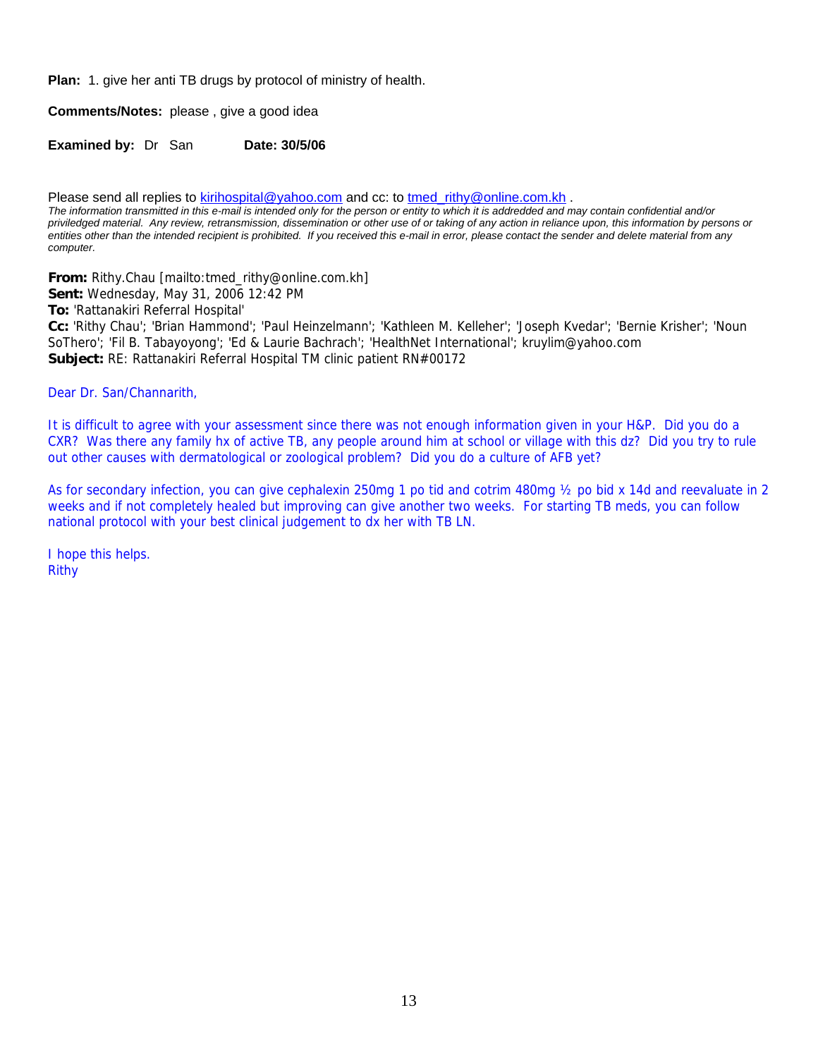**Plan:** 1. give her anti TB drugs by protocol of ministry of health.

**Comments/Notes:** please , give a good idea

**Examined by:** Dr San **Date: 30/5/06**

Please send all replies to kirihospital@yahoo.com and cc: to tmed_rithy@online.com.kh .

*The information transmitted in this e-mail is intended only for the person or entity to which it is addredded and may contain confidential and/or priviledged material. Any review, retransmission, dissemination or other use of or taking of any action in reliance upon, this information by persons or entities other than the intended recipient is prohibited. If you received this e-mail in error, please contact the sender and delete material from any computer.*

**From:** Rithy.Chau [mailto:tmed_rithy@online.com.kh]
**Sent:** Wednesday, May 31, 2006 12:42 PM
**To:** 'Rattanakiri Referral Hospital'
**Cc:** 'Rithy Chau'; 'Brian Hammond'; 'Paul Heinzelmann'; 'Kathleen M. Kelleher'; 'Joseph Kvedar'; 'Bernie Krisher'; 'Noun SoThero'; 'Fil B. Tabayoyong'; 'Ed & Laurie Bachrach'; 'HealthNet International'; kruylim@yahoo.com
**Subject:** RE: Rattanakiri Referral Hospital TM clinic patient RN#00172

Dear Dr. San/Channarith,

It is difficult to agree with your assessment since there was not enough information given in your H&P. Did you do a CXR? Was there any family hx of active TB, any people around him at school or village with this dz? Did you try to rule out other causes with dermatological or zoological problem? Did you do a culture of AFB yet?

As for secondary infection, you can give cephalexin 250mg 1 po tid and cotrim 480mg ½ po bid x 14d and reevaluate in 2 weeks and if not completely healed but improving can give another two weeks. For starting TB meds, you can follow national protocol with your best clinical judgement to dx her with TB LN.

I hope this helps.
Rithy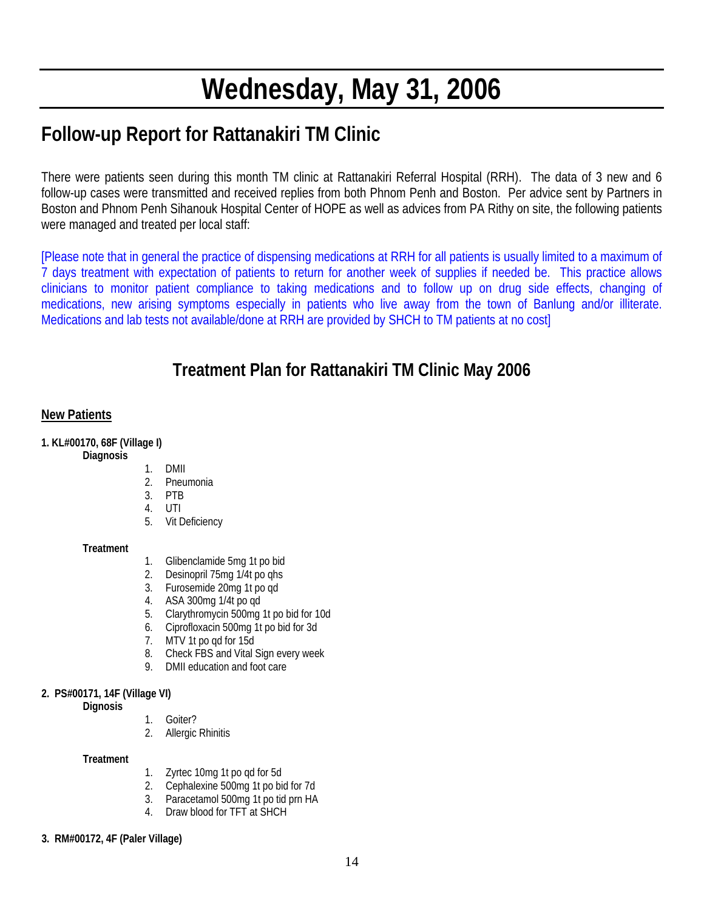# Wednesday, May 31, 2006

## Follow-up Report for Rattanakiri TM Clinic

There were patients seen during this month TM clinic at Rattanakiri Referral Hospital (RRH). The data of 3 new and 6 follow-up cases were transmitted and received replies from both Phnom Penh and Boston. Per advice sent by Partners in Boston and Phnom Penh Sihanouk Hospital Center of HOPE as well as advices from PA Rithy on site, the following patients were managed and treated per local staff:

[Please note that in general the practice of dispensing medications at RRH for all patients is usually limited to a maximum of 7 days treatment with expectation of patients to return for another week of supplies if needed be. This practice allows clinicians to monitor patient compliance to taking medications and to follow up on drug side effects, changing of medications, new arising symptoms especially in patients who live away from the town of Banlung and/or illiterate. Medications and lab tests not available/done at RRH are provided by SHCH to TM patients at no cost]

## Treatment Plan for Rattanakiri TM Clinic May 2006

**New Patients**

**1. KL#00170, 68F (Village I)**

**Diagnosis**

1. DMII
2. Pneumonia
3. PTB
4. UTI
5. Vit Deficiency

**Treatment**

1. Glibenclamide 5mg 1t po bid
2. Desinopril 75mg 1/4t po qhs
3. Furosemide 20mg 1t po qd
4. ASA 300mg 1/4t po qd
5. Clarythromycin 500mg 1t po bid for 10d
6. Ciprofloxacin 500mg 1t po bid for 3d
7. MTV 1t po qd for 15d
8. Check FBS and Vital Sign every week
9. DMII education and foot care

**2. PS#00171, 14F (Village VI)**

**Dignosis**

1. Goiter?
2. Allergic Rhinitis

**Treatment**

1. Zyrtec 10mg 1t po qd for 5d
2. Cephalexine 500mg 1t po bid for 7d
3. Paracetamol 500mg 1t po tid prn HA
4. Draw blood for TFT at SHCH

**3. RM#00172, 4F (Paler Village)**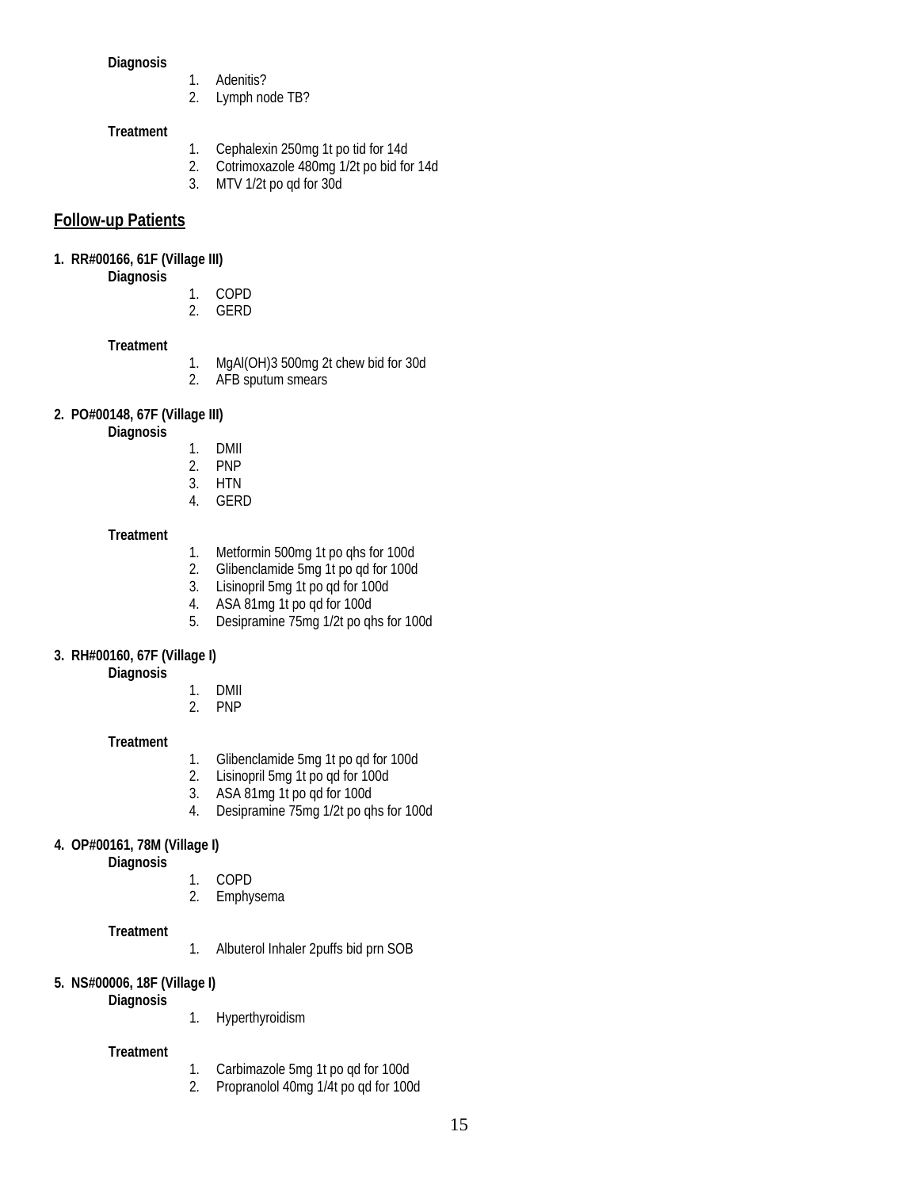**Diagnosis**

1. Adenitis?
2. Lymph node TB?

**Treatment**

1. Cephalexin 250mg 1t po tid for 14d
2. Cotrimoxazole 480mg 1/2t po bid for 14d
3. MTV 1/2t po qd for 30d

## Follow-up Patients

**1. RR#00166, 61F (Village III)**

**Diagnosis**

1. COPD
2. GERD

**Treatment**

1. MgAl(OH)3 500mg 2t chew bid for 30d
2. AFB sputum smears

**2. PO#00148, 67F (Village III)**

**Diagnosis**

1. DMII
2. PNP
3. HTN
4. GERD

**Treatment**

1. Metformin 500mg 1t po qhs for 100d
2. Glibenclamide 5mg 1t po qd for 100d
3. Lisinopril 5mg 1t po qd for 100d
4. ASA 81mg 1t po qd for 100d
5. Desipramine 75mg 1/2t po qhs for 100d

**3. RH#00160, 67F (Village I)**

**Diagnosis**

1. DMII
2. PNP

**Treatment**

1. Glibenclamide 5mg 1t po qd for 100d
2. Lisinopril 5mg 1t po qd for 100d
3. ASA 81mg 1t po qd for 100d
4. Desipramine 75mg 1/2t po qhs for 100d

**4. OP#00161, 78M (Village I)**

**Diagnosis**

1. COPD
2. Emphysema

**Treatment**

1. Albuterol Inhaler 2puffs bid prn SOB

**5. NS#00006, 18F (Village I)**

**Diagnosis**

1. Hyperthyroidism

**Treatment**

1. Carbimazole 5mg 1t po qd for 100d
2. Propranolol 40mg 1/4t po qd for 100d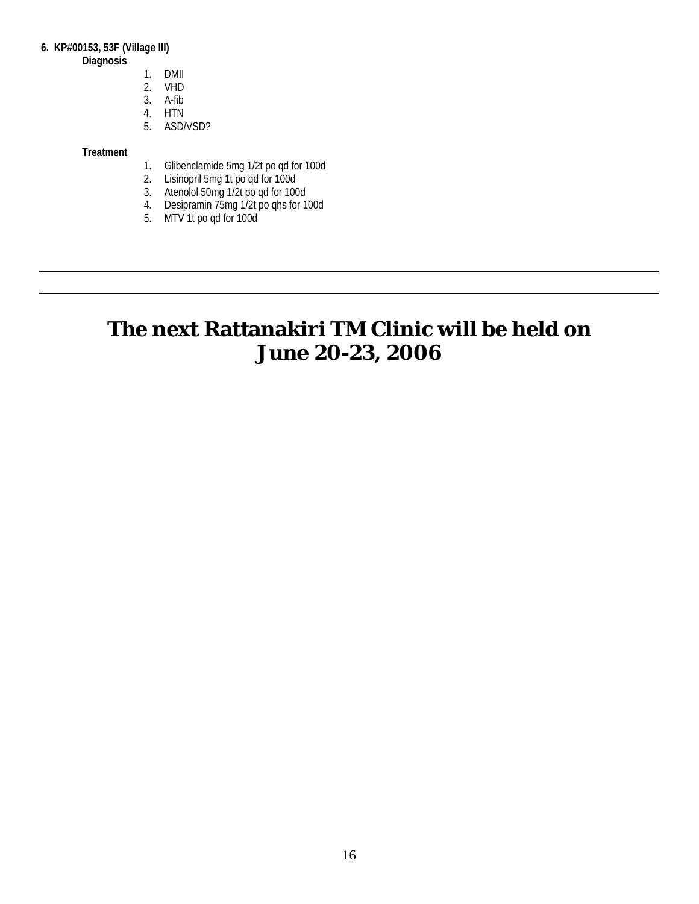**6. KP#00153, 53F (Village III)**

**Diagnosis**

1. DMII
2. VHD
3. A-fib
4. HTN
5. ASD/VSD?

**Treatment**

1. Glibenclamide 5mg 1/2t po qd for 100d
2. Lisinopril 5mg 1t po qd for 100d
3. Atenolol 50mg 1/2t po qd for 100d
4. Desipramin 75mg 1/2t po qhs for 100d
5. MTV 1t po qd for 100d

---

---

# The next Rattanakiri TM Clinic will be held on June 20-23, 2006